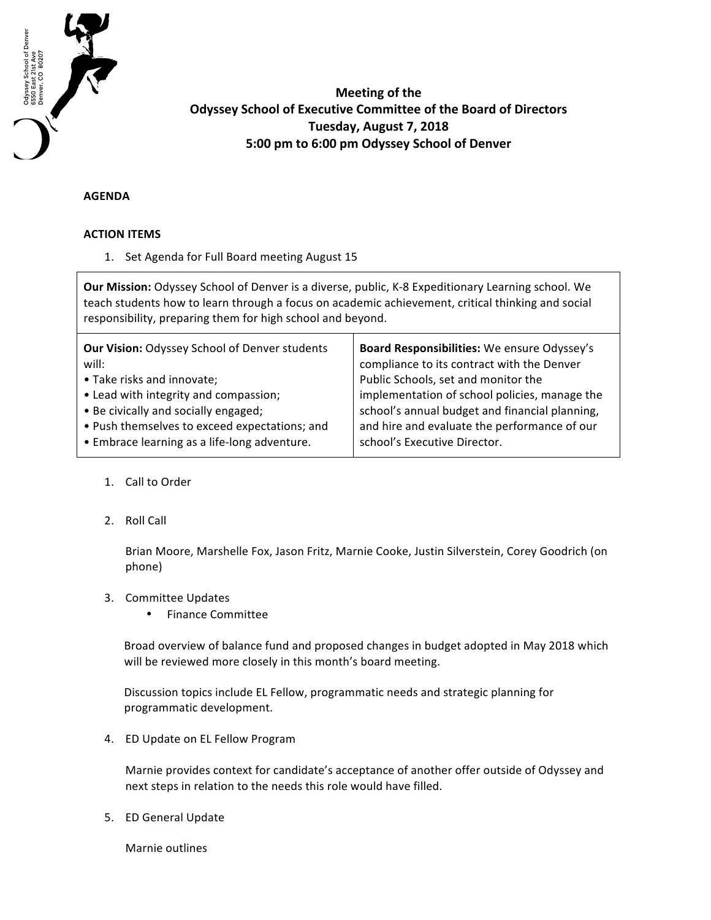Odyssey School of Denver
6550 East 21st Ave
Denver, CO 80207

**Meeting of the**
**Odyssey School of Executive Committee of the Board of Directors**
**Tuesday, August 7, 2018**
**5:00 pm to 6:00 pm Odyssey School of Denver**

**AGENDA**

**ACTION ITEMS**

1. Set Agenda for Full Board meeting August 15

**Our Mission:** Odyssey School of Denver is a diverse, public, K-8 Expeditionary Learning school. We teach students how to learn through a focus on academic achievement, critical thinking and social responsibility, preparing them for high school and beyond.

| **Our Vision:** Odyssey School of Denver students will: | **Board Responsibilities:** We ensure Odyssey's compliance to its contract with the Denver Public Schools, set and monitor the implementation of school policies, manage the school's annual budget and financial planning, and hire and evaluate the performance of our school's Executive Director. |
|---|---|
| • Take risks and innovate;<br>• Lead with integrity and compassion;<br>• Be civically and socially engaged;<br>• Push themselves to exceed expectations; and<br>• Embrace learning as a life-long adventure. | |

1. Call to Order

2. Roll Call

   Brian Moore, Marshelle Fox, Jason Fritz, Marnie Cooke, Justin Silverstein, Corey Goodrich (on phone)

3. Committee Updates
   - Finance Committee

   Broad overview of balance fund and proposed changes in budget adopted in May 2018 which will be reviewed more closely in this month's board meeting.

   Discussion topics include EL Fellow, programmatic needs and strategic planning for programmatic development.

4. ED Update on EL Fellow Program

   Marnie provides context for candidate's acceptance of another offer outside of Odyssey and next steps in relation to the needs this role would have filled.

5. ED General Update

   Marnie outlines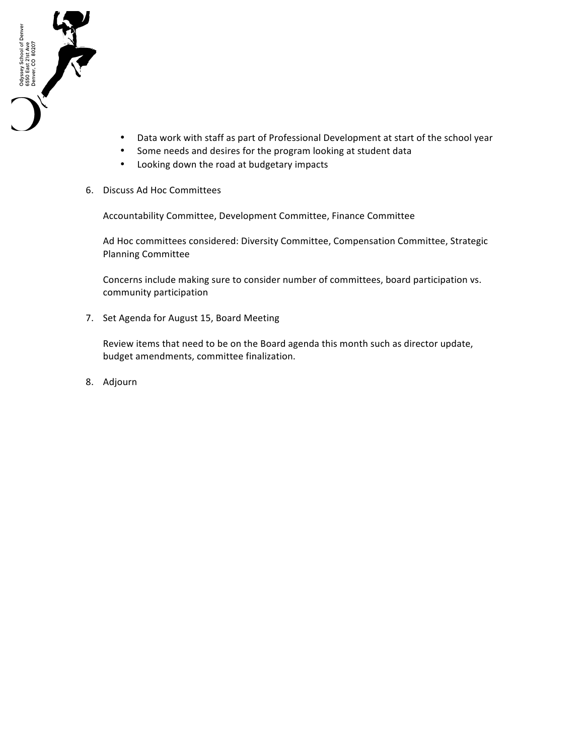- Data work with staff as part of Professional Development at start of the school year
- Some needs and desires for the program looking at student data
- Looking down the road at budgetary impacts

6. Discuss Ad Hoc Committees

   Accountability Committee, Development Committee, Finance Committee

   Ad Hoc committees considered: Diversity Committee, Compensation Committee, Strategic Planning Committee

   Concerns include making sure to consider number of committees, board participation vs. community participation

7. Set Agenda for August 15, Board Meeting

   Review items that need to be on the Board agenda this month such as director update, budget amendments, committee finalization.

8. Adjourn